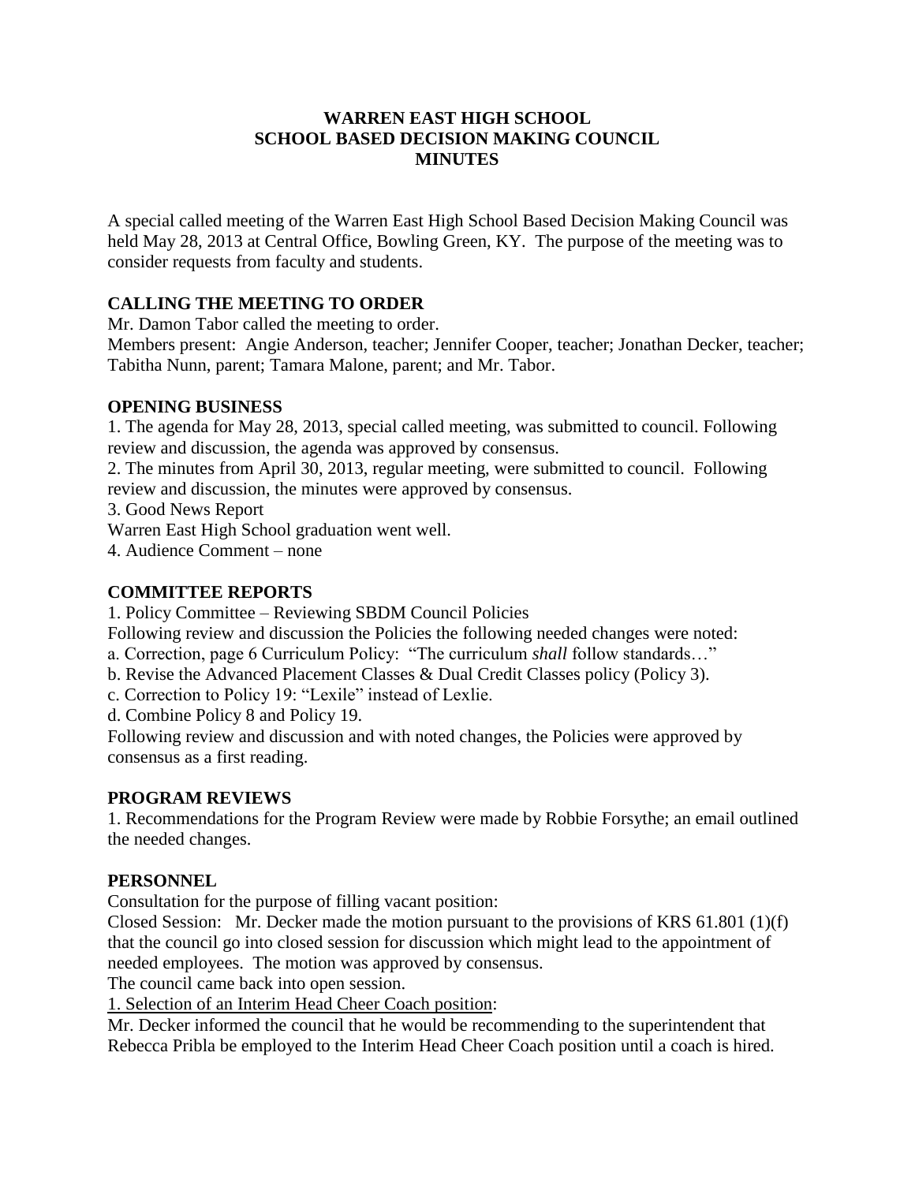**WARREN EAST HIGH SCHOOL**
**SCHOOL BASED DECISION MAKING COUNCIL**
**MINUTES**

A special called meeting of the Warren East High School Based Decision Making Council was held May 28, 2013 at Central Office, Bowling Green, KY. The purpose of the meeting was to consider requests from faculty and students.

## CALLING THE MEETING TO ORDER

Mr. Damon Tabor called the meeting to order.
Members present: Angie Anderson, teacher; Jennifer Cooper, teacher; Jonathan Decker, teacher; Tabitha Nunn, parent; Tamara Malone, parent; and Mr. Tabor.

## OPENING BUSINESS

1. The agenda for May 28, 2013, special called meeting, was submitted to council. Following review and discussion, the agenda was approved by consensus.
2. The minutes from April 30, 2013, regular meeting, were submitted to council. Following review and discussion, the minutes were approved by consensus.
3. Good News Report
Warren East High School graduation went well.
4. Audience Comment – none

## COMMITTEE REPORTS

1. Policy Committee – Reviewing SBDM Council Policies
Following review and discussion the Policies the following needed changes were noted:
a. Correction, page 6 Curriculum Policy: "The curriculum *shall* follow standards…"
b. Revise the Advanced Placement Classes & Dual Credit Classes policy (Policy 3).
c. Correction to Policy 19: "Lexile" instead of Lexlie.
d. Combine Policy 8 and Policy 19.
Following review and discussion and with noted changes, the Policies were approved by consensus as a first reading.

## PROGRAM REVIEWS

1. Recommendations for the Program Review were made by Robbie Forsythe; an email outlined the needed changes.

## PERSONNEL

Consultation for the purpose of filling vacant position:
Closed Session: Mr. Decker made the motion pursuant to the provisions of KRS 61.801 (1)(f) that the council go into closed session for discussion which might lead to the appointment of needed employees. The motion was approved by consensus.
The council came back into open session.
<u>1. Selection of an Interim Head Cheer Coach position</u>:
Mr. Decker informed the council that he would be recommending to the superintendent that Rebecca Pribla be employed to the Interim Head Cheer Coach position until a coach is hired.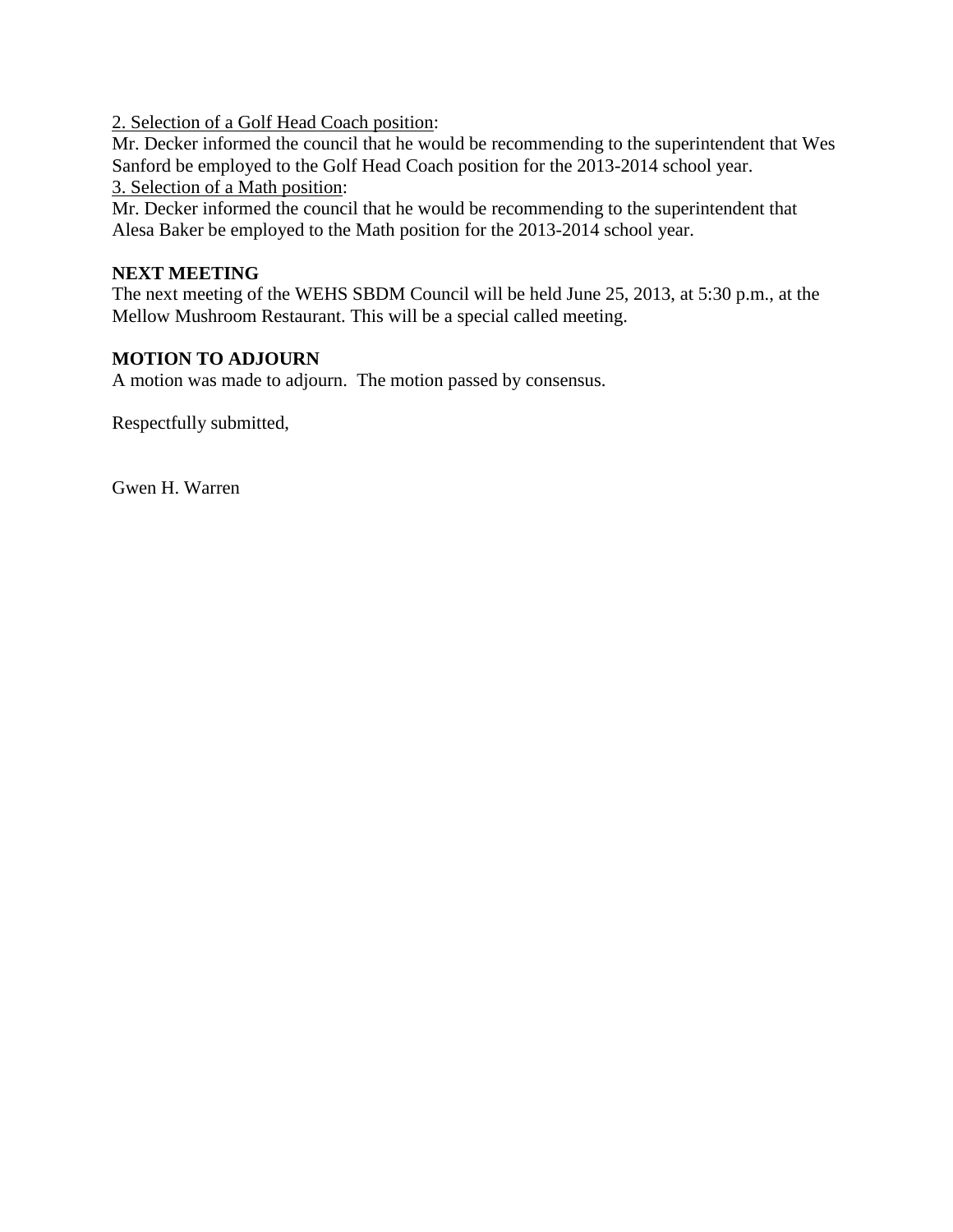<u>2. Selection of a Golf Head Coach position</u>:
Mr. Decker informed the council that he would be recommending to the superintendent that Wes Sanford be employed to the Golf Head Coach position for the 2013-2014 school year.
<u>3. Selection of a Math position</u>:
Mr. Decker informed the council that he would be recommending to the superintendent that Alesa Baker be employed to the Math position for the 2013-2014 school year.

**NEXT MEETING**
The next meeting of the WEHS SBDM Council will be held June 25, 2013, at 5:30 p.m., at the Mellow Mushroom Restaurant. This will be a special called meeting.

**MOTION TO ADJOURN**
A motion was made to adjourn. The motion passed by consensus.

Respectfully submitted,

Gwen H. Warren